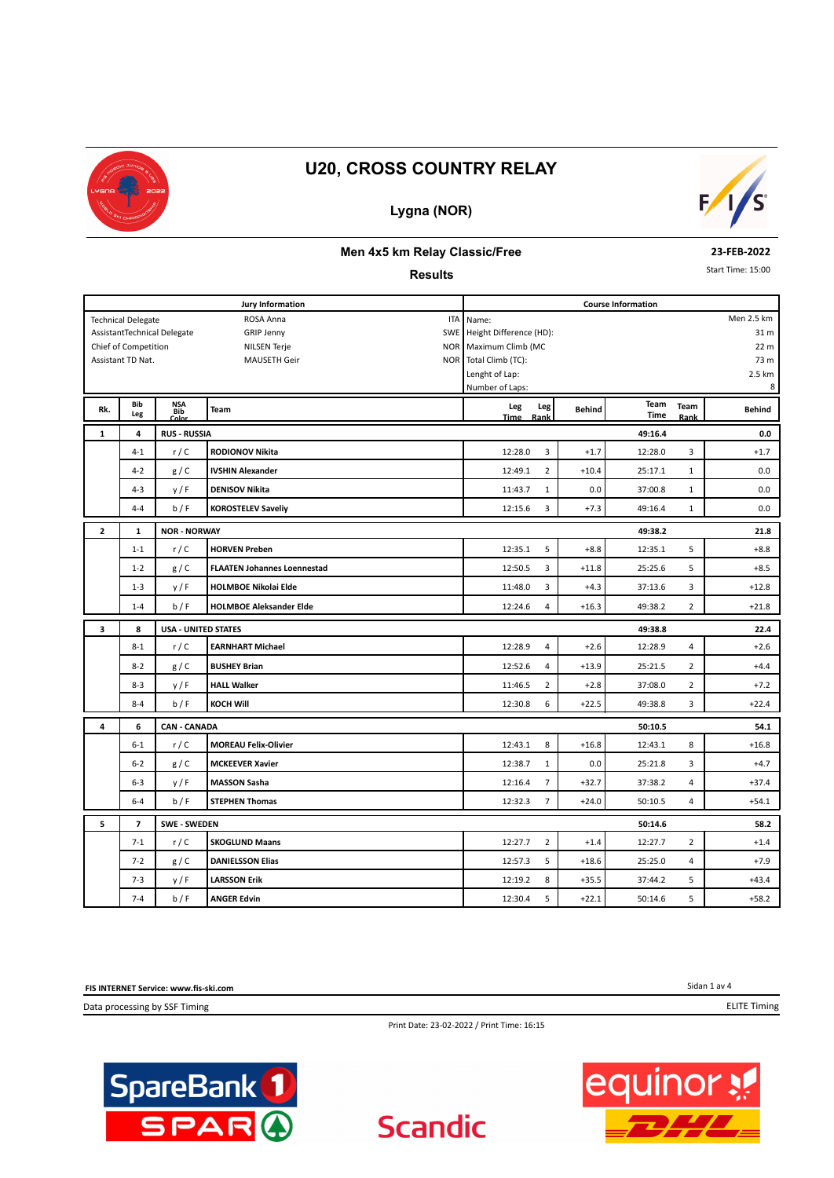# U20, CROSS COUNTRY RELAY

## Lygna (NOR)

### Men 4x5 km Relay Classic/Free

**Results**

23-FEB-2022

Start Time: 15:00

| Jury Information | | | Course Information | |
|---|---|---|---|---|
| Technical Delegate | ROSA Anna | ITA | Name: | Men 2.5 km |
| AssistantTechnical Delegate | GRIP Jenny | SWE | Height Difference (HD): | 31 m |
| Chief of Competition | NILSEN Terje | NOR | Maximum Climb (MC | 22 m |
| Assistant TD Nat. | MAUSETH Geir | NOR | Total Climb (TC): | 73 m |
| | | | Lenght of Lap: | 2.5 km |
| | | | Number of Laps: | 8 |

| Rk. | Bib Leg | NSA Bib Color | Team | Leg Time | Leg Rank | Behind | Team Time | Team Rank | Behind |
|---|---|---|---|---|---|---|---|---|---|
| 1 | 4 | RUS - RUSSIA | | | | | 49:16.4 | | 0.0 |
| | 4-1 | r / C | RODIONOV Nikita | 12:28.0 | 3 | +1.7 | 12:28.0 | 3 | +1.7 |
| | 4-2 | g / C | IVSHIN Alexander | 12:49.1 | 2 | +10.4 | 25:17.1 | 1 | 0.0 |
| | 4-3 | y / F | DENISOV Nikita | 11:43.7 | 1 | 0.0 | 37:00.8 | 1 | 0.0 |
| | 4-4 | b / F | KOROSTELEV Saveliy | 12:15.6 | 3 | +7.3 | 49:16.4 | 1 | 0.0 |
| 2 | 1 | NOR - NORWAY | | | | | 49:38.2 | | 21.8 |
| | 1-1 | r / C | HORVEN Preben | 12:35.1 | 5 | +8.8 | 12:35.1 | 5 | +8.8 |
| | 1-2 | g / C | FLAATEN Johannes Loennestad | 12:50.5 | 3 | +11.8 | 25:25.6 | 5 | +8.5 |
| | 1-3 | y / F | HOLMBOE Nikolai Elde | 11:48.0 | 3 | +4.3 | 37:13.6 | 3 | +12.8 |
| | 1-4 | b / F | HOLMBOE Aleksander Elde | 12:24.6 | 4 | +16.3 | 49:38.2 | 2 | +21.8 |
| 3 | 8 | USA - UNITED STATES | | | | | 49:38.8 | | 22.4 |
| | 8-1 | r / C | EARNHART Michael | 12:28.9 | 4 | +2.6 | 12:28.9 | 4 | +2.6 |
| | 8-2 | g / C | BUSHEY Brian | 12:52.6 | 4 | +13.9 | 25:21.5 | 2 | +4.4 |
| | 8-3 | y / F | HALL Walker | 11:46.5 | 2 | +2.8 | 37:08.0 | 2 | +7.2 |
| | 8-4 | b / F | KOCH Will | 12:30.8 | 6 | +22.5 | 49:38.8 | 3 | +22.4 |
| 4 | 6 | CAN - CANADA | | | | | 50:10.5 | | 54.1 |
| | 6-1 | r / C | MOREAU Felix-Olivier | 12:43.1 | 8 | +16.8 | 12:43.1 | 8 | +16.8 |
| | 6-2 | g / C | MCKEEVER Xavier | 12:38.7 | 1 | 0.0 | 25:21.8 | 3 | +4.7 |
| | 6-3 | y / F | MASSON Sasha | 12:16.4 | 7 | +32.7 | 37:38.2 | 4 | +37.4 |
| | 6-4 | b / F | STEPHEN Thomas | 12:32.3 | 7 | +24.0 | 50:10.5 | 4 | +54.1 |
| 5 | 7 | SWE - SWEDEN | | | | | 50:14.6 | | 58.2 |
| | 7-1 | r / C | SKOGLUND Maans | 12:27.7 | 2 | +1.4 | 12:27.7 | 2 | +1.4 |
| | 7-2 | g / C | DANIELSSON Elias | 12:57.3 | 5 | +18.6 | 25:25.0 | 4 | +7.9 |
| | 7-3 | y / F | LARSSON Erik | 12:19.2 | 8 | +35.5 | 37:44.2 | 5 | +43.4 |
| | 7-4 | b / F | ANGER Edvin | 12:30.4 | 5 | +22.1 | 50:14.6 | 5 | +58.2 |

FIS INTERNET Service: www.fis-ski.com

Data processing by SSF Timing — ELITE Timing

Print Date: 23-02-2022 / Print Time: 16:15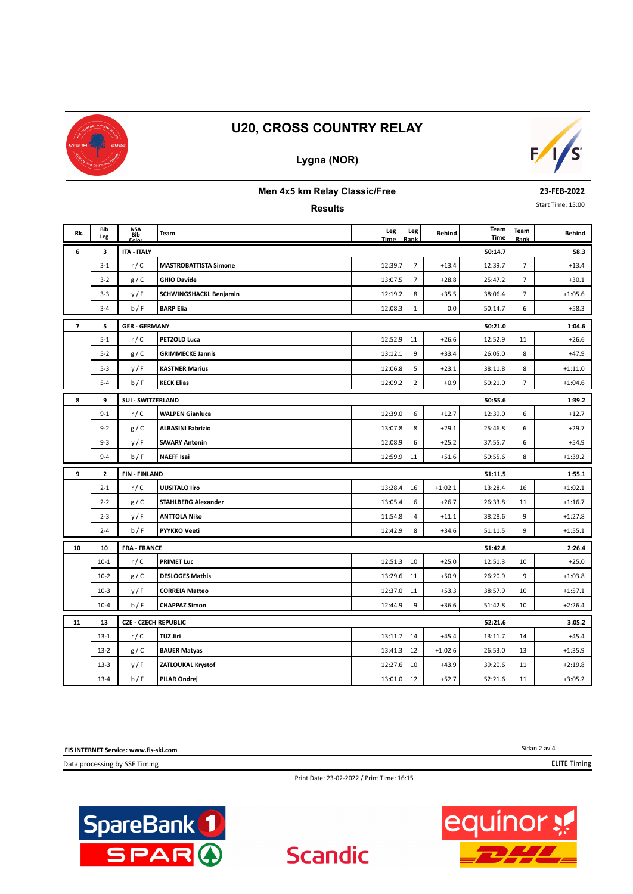# U20, CROSS COUNTRY RELAY

## Lygna (NOR)

### Men 4x5 km Relay Classic/Free

**23-FEB-2022**

Start Time: 15:00

### Results

| Rk. | Bib Leg | NSA Bib Color | Team | Leg Time | Leg Rank | Behind | Team Time | Team Rank | Behind |
|---|---|---|---|---|---|---|---|---|---|
| **6** | **3** | **ITA - ITALY** | | | | | **50:14.7** | | **58.3** |
| | 3-1 | r / C | **MASTROBATTISTA Simone** | 12:39.7 | 7 | +13.4 | 12:39.7 | 7 | +13.4 |
| | 3-2 | g / C | **GHIO Davide** | 13:07.5 | 7 | +28.8 | 25:47.2 | 7 | +30.1 |
| | 3-3 | y / F | **SCHWINGSHACKL Benjamin** | 12:19.2 | 8 | +35.5 | 38:06.4 | 7 | +1:05.6 |
| | 3-4 | b / F | **BARP Elia** | 12:08.3 | 1 | 0.0 | 50:14.7 | 6 | +58.3 |
| **7** | **5** | **GER - GERMANY** | | | | | **50:21.0** | | **1:04.6** |
| | 5-1 | r / C | **PETZOLD Luca** | 12:52.9 | 11 | +26.6 | 12:52.9 | 11 | +26.6 |
| | 5-2 | g / C | **GRIMMECKE Jannis** | 13:12.1 | 9 | +33.4 | 26:05.0 | 8 | +47.9 |
| | 5-3 | y / F | **KASTNER Marius** | 12:06.8 | 5 | +23.1 | 38:11.8 | 8 | +1:11.0 |
| | 5-4 | b / F | **KECK Elias** | 12:09.2 | 2 | +0.9 | 50:21.0 | 7 | +1:04.6 |
| **8** | **9** | **SUI - SWITZERLAND** | | | | | **50:55.6** | | **1:39.2** |
| | 9-1 | r / C | **WALPEN Gianluca** | 12:39.0 | 6 | +12.7 | 12:39.0 | 6 | +12.7 |
| | 9-2 | g / C | **ALBASINI Fabrizio** | 13:07.8 | 8 | +29.1 | 25:46.8 | 6 | +29.7 |
| | 9-3 | y / F | **SAVARY Antonin** | 12:08.9 | 6 | +25.2 | 37:55.7 | 6 | +54.9 |
| | 9-4 | b / F | **NAEFF Isai** | 12:59.9 | 11 | +51.6 | 50:55.6 | 8 | +1:39.2 |
| **9** | **2** | **FIN - FINLAND** | | | | | **51:11.5** | | **1:55.1** |
| | 2-1 | r / C | **UUSITALO Iiro** | 13:28.4 | 16 | +1:02.1 | 13:28.4 | 16 | +1:02.1 |
| | 2-2 | g / C | **STAHLBERG Alexander** | 13:05.4 | 6 | +26.7 | 26:33.8 | 11 | +1:16.7 |
| | 2-3 | y / F | **ANTTOLA Niko** | 11:54.8 | 4 | +11.1 | 38:28.6 | 9 | +1:27.8 |
| | 2-4 | b / F | **PYYKKO Veeti** | 12:42.9 | 8 | +34.6 | 51:11.5 | 9 | +1:55.1 |
| **10** | **10** | **FRA - FRANCE** | | | | | **51:42.8** | | **2:26.4** |
| | 10-1 | r / C | **PRIMET Luc** | 12:51.3 | 10 | +25.0 | 12:51.3 | 10 | +25.0 |
| | 10-2 | g / C | **DESLOGES Mathis** | 13:29.6 | 11 | +50.9 | 26:20.9 | 9 | +1:03.8 |
| | 10-3 | y / F | **CORREIA Matteo** | 12:37.0 | 11 | +53.3 | 38:57.9 | 10 | +1:57.1 |
| | 10-4 | b / F | **CHAPPAZ Simon** | 12:44.9 | 9 | +36.6 | 51:42.8 | 10 | +2:26.4 |
| **11** | **13** | **CZE - CZECH REPUBLIC** | | | | | **52:21.6** | | **3:05.2** |
| | 13-1 | r / C | **TUZ Jiri** | 13:11.7 | 14 | +45.4 | 13:11.7 | 14 | +45.4 |
| | 13-2 | g / C | **BAUER Matyas** | 13:41.3 | 12 | +1:02.6 | 26:53.0 | 13 | +1:35.9 |
| | 13-3 | y / F | **ZATLOUKAL Krystof** | 12:27.6 | 10 | +43.9 | 39:20.6 | 11 | +2:19.8 |
| | 13-4 | b / F | **PILAR Ondrej** | 13:01.0 | 12 | +52.7 | 52:21.6 | 11 | +3:05.2 |

**FIS INTERNET Service: www.fis-ski.com**

Data processing by SSF Timing — ELITE Timing

Print Date: 23-02-2022 / Print Time: 16:15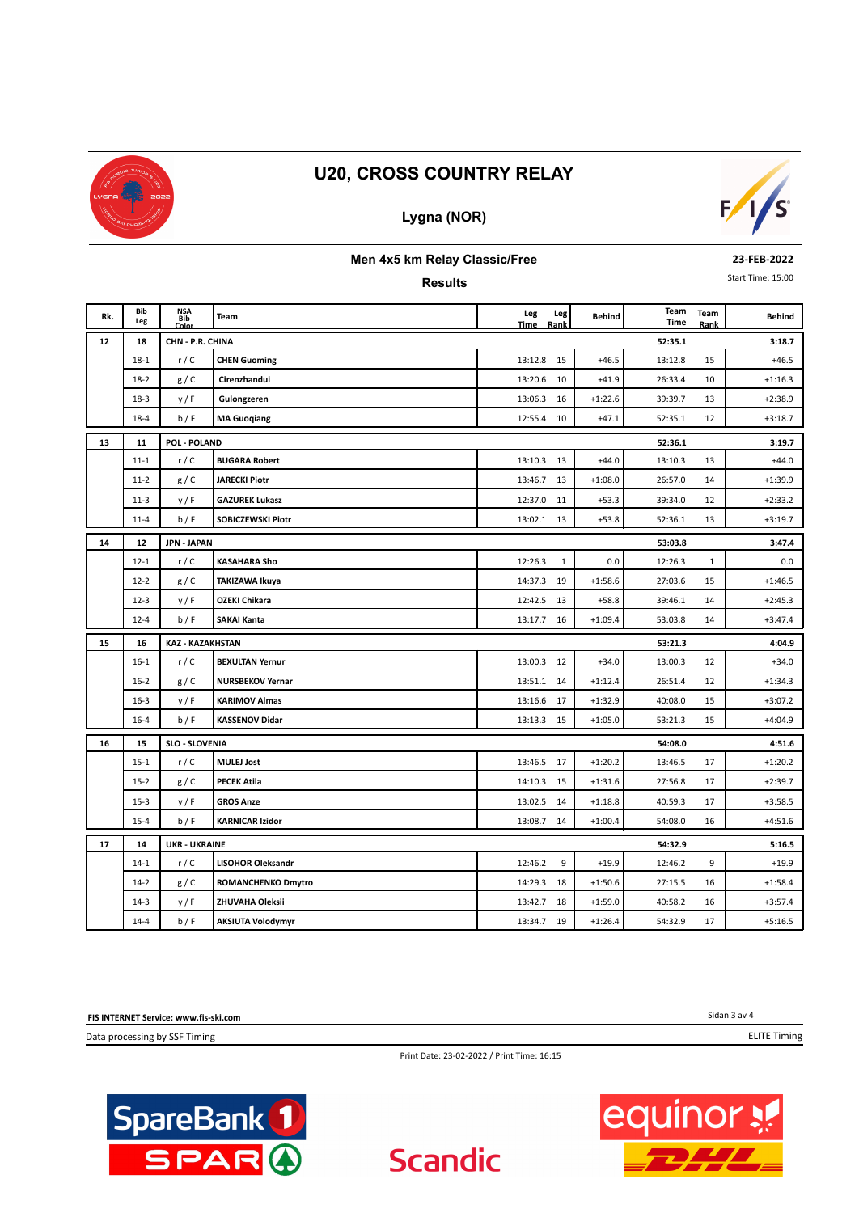# U20, CROSS COUNTRY RELAY

## Lygna (NOR)

### Men 4x5 km Relay Classic/Free

**23-FEB-2022**

Start Time: 15:00

### Results

| Rk. | Bib Leg | NSA Bib Color | Team | Leg Time | Leg Rank | Behind | Team Time | Team Rank | Behind |
|---|---|---|---|---|---|---|---|---|---|
| 12 | 18 | CHN - P.R. CHINA | | | | | 52:35.1 | | 3:18.7 |
| | 18-1 | r / C | CHEN Guoming | 13:12.8 | 15 | +46.5 | 13:12.8 | 15 | +46.5 |
| | 18-2 | g / C | Cirenzhandui | 13:20.6 | 10 | +41.9 | 26:33.4 | 10 | +1:16.3 |
| | 18-3 | y / F | Gulongzeren | 13:06.3 | 16 | +1:22.6 | 39:39.7 | 13 | +2:38.9 |
| | 18-4 | b / F | MA Guoqiang | 12:55.4 | 10 | +47.1 | 52:35.1 | 12 | +3:18.7 |
| 13 | 11 | POL - POLAND | | | | | 52:36.1 | | 3:19.7 |
| | 11-1 | r / C | BUGARA Robert | 13:10.3 | 13 | +44.0 | 13:10.3 | 13 | +44.0 |
| | 11-2 | g / C | JARECKI Piotr | 13:46.7 | 13 | +1:08.0 | 26:57.0 | 14 | +1:39.9 |
| | 11-3 | y / F | GAZUREK Lukasz | 12:37.0 | 11 | +53.3 | 39:34.0 | 12 | +2:33.2 |
| | 11-4 | b / F | SOBICZEWSKI Piotr | 13:02.1 | 13 | +53.8 | 52:36.1 | 13 | +3:19.7 |
| 14 | 12 | JPN - JAPAN | | | | | 53:03.8 | | 3:47.4 |
| | 12-1 | r / C | KASAHARA Sho | 12:26.3 | 1 | 0.0 | 12:26.3 | 1 | 0.0 |
| | 12-2 | g / C | TAKIZAWA Ikuya | 14:37.3 | 19 | +1:58.6 | 27:03.6 | 15 | +1:46.5 |
| | 12-3 | y / F | OZEKI Chikara | 12:42.5 | 13 | +58.8 | 39:46.1 | 14 | +2:45.3 |
| | 12-4 | b / F | SAKAI Kanta | 13:17.7 | 16 | +1:09.4 | 53:03.8 | 14 | +3:47.4 |
| 15 | 16 | KAZ - KAZAKHSTAN | | | | | 53:21.3 | | 4:04.9 |
| | 16-1 | r / C | BEXULTAN Yernur | 13:00.3 | 12 | +34.0 | 13:00.3 | 12 | +34.0 |
| | 16-2 | g / C | NURSBEKOV Yernar | 13:51.1 | 14 | +1:12.4 | 26:51.4 | 12 | +1:34.3 |
| | 16-3 | y / F | KARIMOV Almas | 13:16.6 | 17 | +1:32.9 | 40:08.0 | 15 | +3:07.2 |
| | 16-4 | b / F | KASSENOV Didar | 13:13.3 | 15 | +1:05.0 | 53:21.3 | 15 | +4:04.9 |
| 16 | 15 | SLO - SLOVENIA | | | | | 54:08.0 | | 4:51.6 |
| | 15-1 | r / C | MULEJ Jost | 13:46.5 | 17 | +1:20.2 | 13:46.5 | 17 | +1:20.2 |
| | 15-2 | g / C | PECEK Atila | 14:10.3 | 15 | +1:31.6 | 27:56.8 | 17 | +2:39.7 |
| | 15-3 | y / F | GROS Anze | 13:02.5 | 14 | +1:18.8 | 40:59.3 | 17 | +3:58.5 |
| | 15-4 | b / F | KARNICAR Izidor | 13:08.7 | 14 | +1:00.4 | 54:08.0 | 16 | +4:51.6 |
| 17 | 14 | UKR - UKRAINE | | | | | 54:32.9 | | 5:16.5 |
| | 14-1 | r / C | LISOHOR Oleksandr | 12:46.2 | 9 | +19.9 | 12:46.2 | 9 | +19.9 |
| | 14-2 | g / C | ROMANCHENKO Dmytro | 14:29.3 | 18 | +1:50.6 | 27:15.5 | 16 | +1:58.4 |
| | 14-3 | y / F | ZHUVAHA Oleksii | 13:42.7 | 18 | +1:59.0 | 40:58.2 | 16 | +3:57.4 |
| | 14-4 | b / F | AKSIUTA Volodymyr | 13:34.7 | 19 | +1:26.4 | 54:32.9 | 17 | +5:16.5 |

FIS INTERNET Service: www.fis-ski.com

Data processing by SSF Timing

ELITE Timing

Print Date: 23-02-2022 / Print Time: 16:15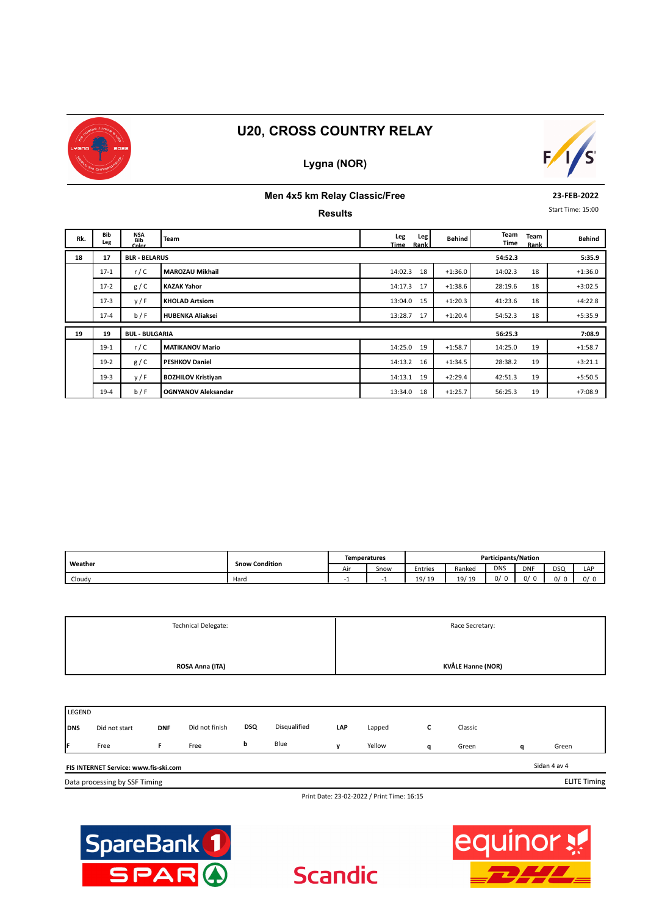# U20, CROSS COUNTRY RELAY

## Lygna (NOR)

### Men 4x5 km Relay Classic/Free

**23-FEB-2022**

### Results

Start Time: 15:00

| Rk. | Bib Leg | NSA Bib Color | Team | Leg Time | Leg Rank | Behind | Team Time | Team Rank | Behind |
|---|---|---|---|---|---|---|---|---|---|
| **18** | **17** | **BLR - BELARUS** | | | | | **54:52.3** | | **5:35.9** |
| | 17-1 | r / C | **MAROZAU Mikhail** | 14:02.3 | 18 | +1:36.0 | 14:02.3 | 18 | +1:36.0 |
| | 17-2 | g / C | **KAZAK Yahor** | 14:17.3 | 17 | +1:38.6 | 28:19.6 | 18 | +3:02.5 |
| | 17-3 | y / F | **KHOLAD Artsiom** | 13:04.0 | 15 | +1:20.3 | 41:23.6 | 18 | +4:22.8 |
| | 17-4 | b / F | **HUBENKA Aliaksei** | 13:28.7 | 17 | +1:20.4 | 54:52.3 | 18 | +5:35.9 |
| **19** | **19** | **BUL - BULGARIA** | | | | | **56:25.3** | | **7:08.9** |
| | 19-1 | r / C | **MATIKANOV Mario** | 14:25.0 | 19 | +1:58.7 | 14:25.0 | 19 | +1:58.7 |
| | 19-2 | g / C | **PESHKOV Daniel** | 14:13.2 | 16 | +1:34.5 | 28:38.2 | 19 | +3:21.1 |
| | 19-3 | y / F | **BOZHILOV Kristiyan** | 14:13.1 | 19 | +2:29.4 | 42:51.3 | 19 | +5:50.5 |
| | 19-4 | b / F | **OGNYANOV Aleksandar** | 13:34.0 | 18 | +1:25.7 | 56:25.3 | 19 | +7:08.9 |

| Weather | Snow Condition | Temperatures | | Participants/Nation | | | | | |
|---|---|---|---|---|---|---|---|---|---|
| | | Air | Snow | Entries | Ranked | DNS | DNF | DSQ | LAP |
| Cloudy | Hard | -1 | -1 | 19/ 19 | 19/ 19 | 0/ 0 | 0/ 0 | 0/ 0 | 0/ 0 |

| Technical Delegate: | Race Secretary: |
|---|---|
| **ROSA Anna (ITA)** | **KVÅLE Hanne (NOR)** |

LEGEND

| | | | | | | | | | | | |
|---|---|---|---|---|---|---|---|---|---|---|---|
| **DNS** | Did not start | **DNF** | Did not finish | **DSQ** | Disqualified | **LAP** | Lapped | **C** | Classic | | |
| **F** | Free | **F** | Free | **b** | Blue | **y** | Yellow | **q** | Green | **q** | Green |

**FIS INTERNET Service: www.fis-ski.com**

Data processing by SSF Timing

ELITE Timing

Print Date: 23-02-2022 / Print Time: 16:15